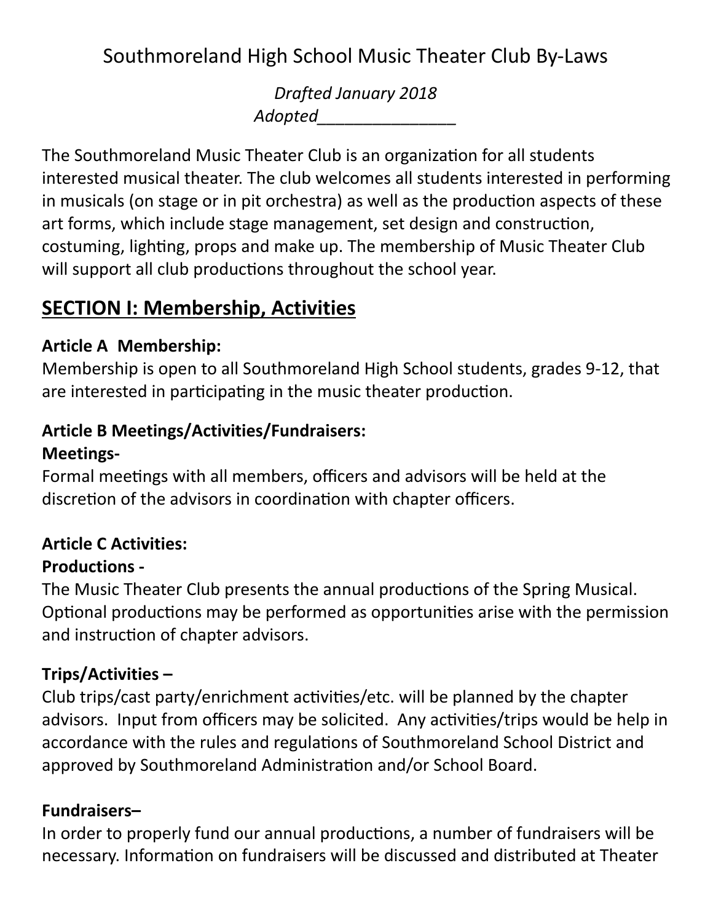# Southmoreland High School Music Theater Club By-Laws

*Drafted January 2018*
*Adopted_______________*

The Southmoreland Music Theater Club is an organization for all students interested musical theater. The club welcomes all students interested in performing in musicals (on stage or in pit orchestra) as well as the production aspects of these art forms, which include stage management, set design and construction, costuming, lighting, props and make up. The membership of Music Theater Club will support all club productions throughout the school year.

## SECTION I: Membership, Activities

**Article A Membership:**
Membership is open to all Southmoreland High School students, grades 9-12, that are interested in participating in the music theater production.

**Article B Meetings/Activities/Fundraisers:**
**Meetings-**
Formal meetings with all members, officers and advisors will be held at the discretion of the advisors in coordination with chapter officers.

**Article C Activities:**
**Productions -**
The Music Theater Club presents the annual productions of the Spring Musical. Optional productions may be performed as opportunities arise with the permission and instruction of chapter advisors.

**Trips/Activities –**
Club trips/cast party/enrichment activities/etc. will be planned by the chapter advisors. Input from officers may be solicited. Any activities/trips would be help in accordance with the rules and regulations of Southmoreland School District and approved by Southmoreland Administration and/or School Board.

**Fundraisers–**
In order to properly fund our annual productions, a number of fundraisers will be necessary. Information on fundraisers will be discussed and distributed at Theater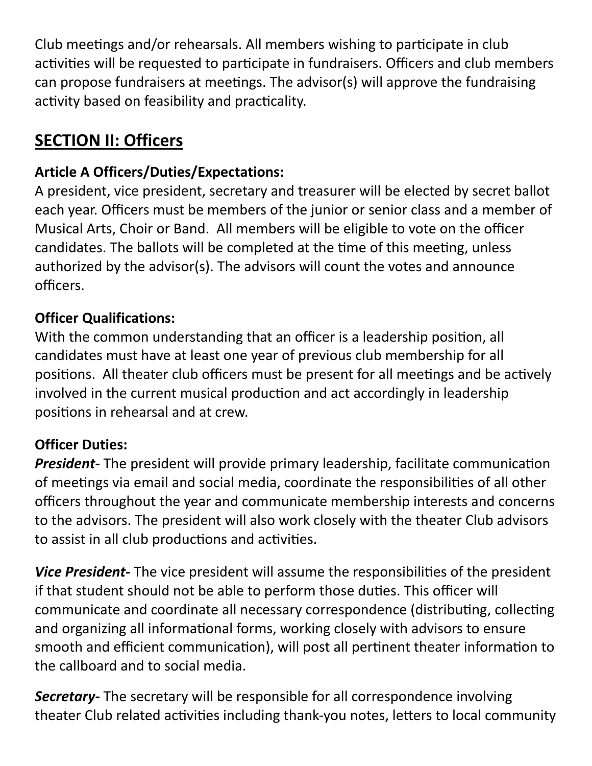Club meetings and/or rehearsals. All members wishing to participate in club activities will be requested to participate in fundraisers. Officers and club members can propose fundraisers at meetings. The advisor(s) will approve the fundraising activity based on feasibility and practicality.

## SECTION II: Officers

### Article A Officers/Duties/Expectations:

A president, vice president, secretary and treasurer will be elected by secret ballot each year. Officers must be members of the junior or senior class and a member of Musical Arts, Choir or Band. All members will be eligible to vote on the officer candidates. The ballots will be completed at the time of this meeting, unless authorized by the advisor(s). The advisors will count the votes and announce officers.

### Officer Qualifications:

With the common understanding that an officer is a leadership position, all candidates must have at least one year of previous club membership for all positions. All theater club officers must be present for all meetings and be actively involved in the current musical production and act accordingly in leadership positions in rehearsal and at crew.

### Officer Duties:

***President-*** The president will provide primary leadership, facilitate communication of meetings via email and social media, coordinate the responsibilities of all other officers throughout the year and communicate membership interests and concerns to the advisors. The president will also work closely with the theater Club advisors to assist in all club productions and activities.

***Vice President-*** The vice president will assume the responsibilities of the president if that student should not be able to perform those duties. This officer will communicate and coordinate all necessary correspondence (distributing, collecting and organizing all informational forms, working closely with advisors to ensure smooth and efficient communication), will post all pertinent theater information to the callboard and to social media.

***Secretary-*** The secretary will be responsible for all correspondence involving theater Club related activities including thank-you notes, letters to local community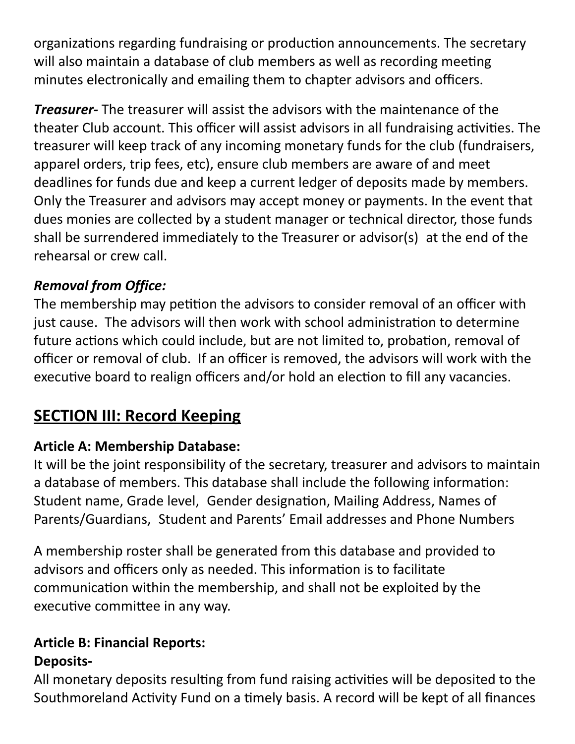organizations regarding fundraising or production announcements. The secretary will also maintain a database of club members as well as recording meeting minutes electronically and emailing them to chapter advisors and officers.

***Treasurer-*** The treasurer will assist the advisors with the maintenance of the theater Club account. This officer will assist advisors in all fundraising activities. The treasurer will keep track of any incoming monetary funds for the club (fundraisers, apparel orders, trip fees, etc), ensure club members are aware of and meet deadlines for funds due and keep a current ledger of deposits made by members. Only the Treasurer and advisors may accept money or payments. In the event that dues monies are collected by a student manager or technical director, those funds shall be surrendered immediately to the Treasurer or advisor(s) at the end of the rehearsal or crew call.

***Removal from Office:***

The membership may petition the advisors to consider removal of an officer with just cause. The advisors will then work with school administration to determine future actions which could include, but are not limited to, probation, removal of officer or removal of club. If an officer is removed, the advisors will work with the executive board to realign officers and/or hold an election to fill any vacancies.

## SECTION III: Record Keeping

**Article A: Membership Database:**

It will be the joint responsibility of the secretary, treasurer and advisors to maintain a database of members. This database shall include the following information: Student name, Grade level, Gender designation, Mailing Address, Names of Parents/Guardians, Student and Parents' Email addresses and Phone Numbers

A membership roster shall be generated from this database and provided to advisors and officers only as needed. This information is to facilitate communication within the membership, and shall not be exploited by the executive committee in any way.

**Article B: Financial Reports:**

**Deposits-**

All monetary deposits resulting from fund raising activities will be deposited to the Southmoreland Activity Fund on a timely basis. A record will be kept of all finances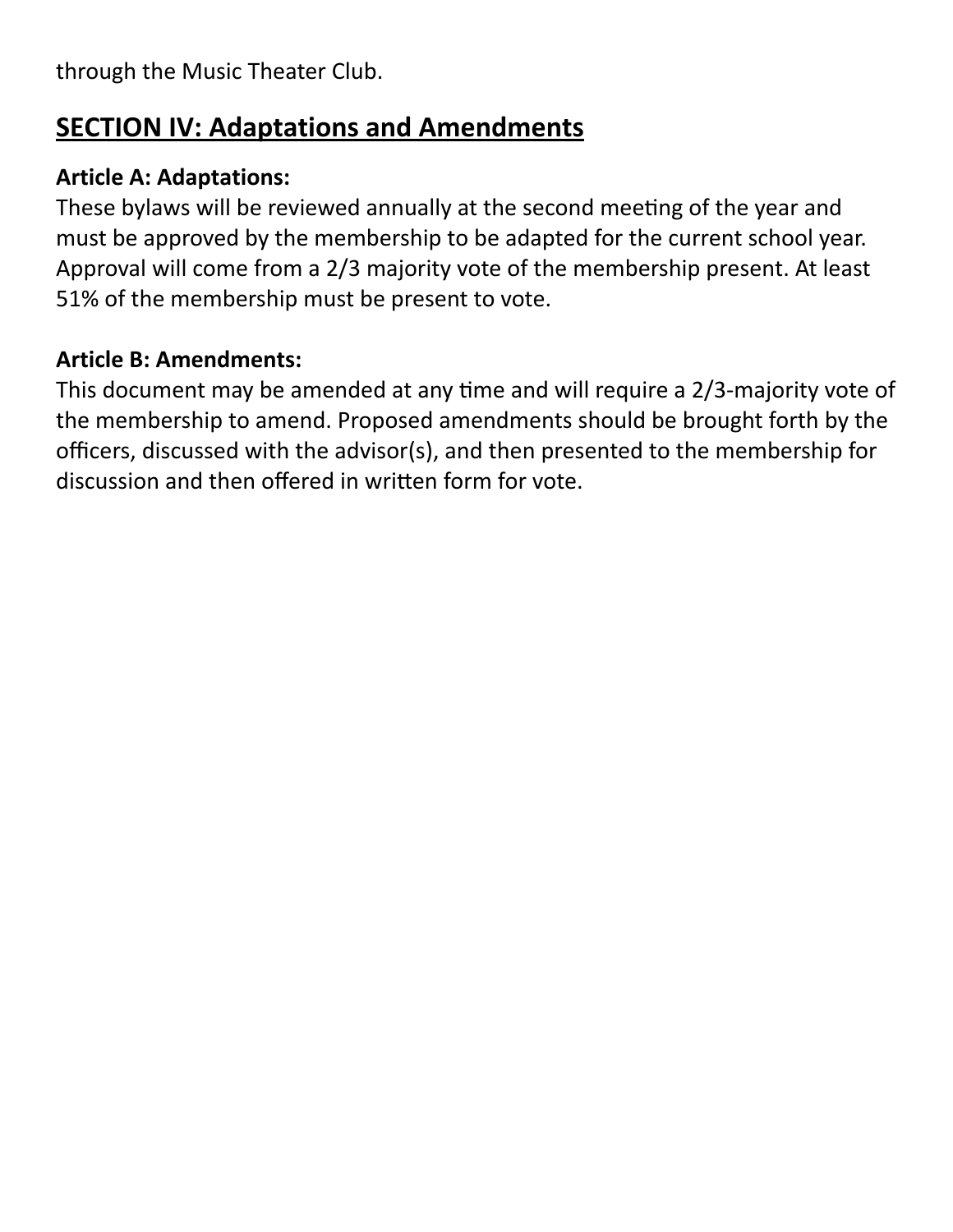through the Music Theater Club.

## SECTION IV: Adaptations and Amendments

**Article A: Adaptations:**
These bylaws will be reviewed annually at the second meeting of the year and must be approved by the membership to be adapted for the current school year. Approval will come from a 2/3 majority vote of the membership present. At least 51% of the membership must be present to vote.

**Article B: Amendments:**
This document may be amended at any time and will require a 2/3-majority vote of the membership to amend. Proposed amendments should be brought forth by the officers, discussed with the advisor(s), and then presented to the membership for discussion and then offered in written form for vote.